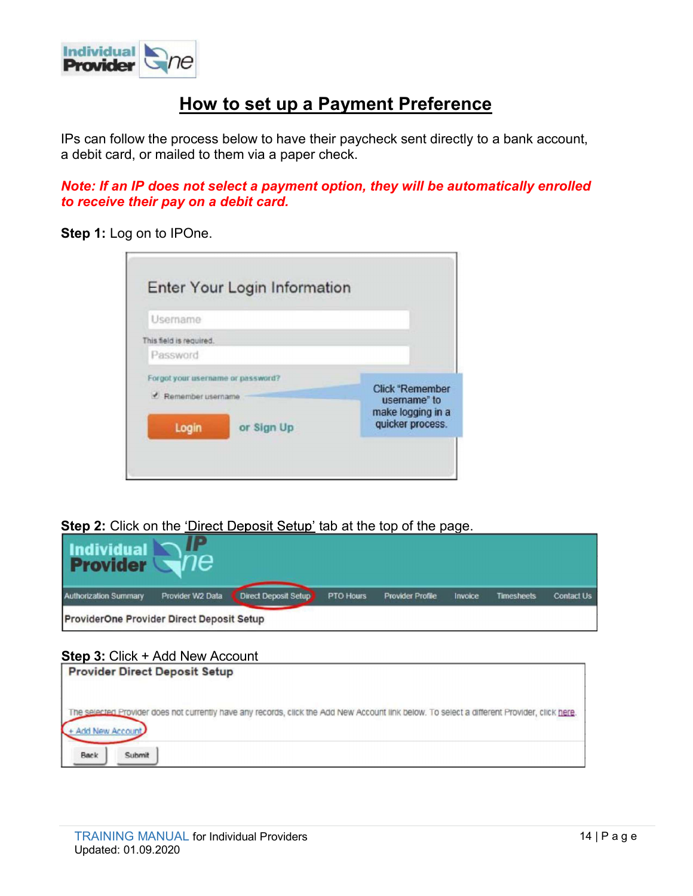# How to set up a Payment Preference

IPs can follow the process below to have their paycheck sent directly to a bank account, a debit card, or mailed to them via a paper check.

***Note: If an IP does not select a payment option, they will be automatically enrolled to receive their pay on a debit card.***

**Step 1:** Log on to IPOne.

Enter Your Login Information

Username

This field is required.

Password

Forgot your username or password?

Remember username

Login or Sign Up

Click "Remember username" to make logging in a quicker process.

**Step 2:** Click on the 'Direct Deposit Setup' tab at the top of the page.

Authorization Summary | Provider W2 Data | Direct Deposit Setup | PTO Hours | Provider Profile | Invoice | Timesheets | Contact Us

ProviderOne Provider Direct Deposit Setup

**Step 3:** Click + Add New Account

Provider Direct Deposit Setup

The selected Provider does not currently have any records, click the Add New Account link below. To select a different Provider, click here.

+ Add New Account

Back Submit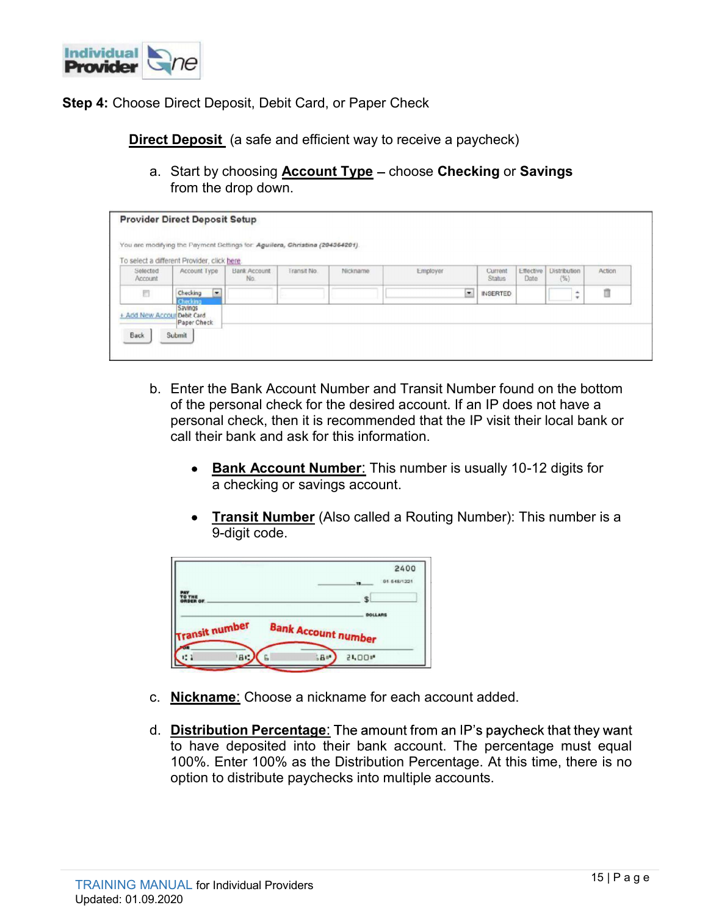**Step 4:** Choose Direct Deposit, Debit Card, or Paper Check

**Direct Deposit** (a safe and efficient way to receive a paycheck)

a. Start by choosing **Account Type** – choose **Checking** or **Savings** from the drop down.

b. Enter the Bank Account Number and Transit Number found on the bottom of the personal check for the desired account. If an IP does not have a personal check, then it is recommended that the IP visit their local bank or call their bank and ask for this information.

- **Bank Account Number**: This number is usually 10-12 digits for a checking or savings account.
- **Transit Number** (Also called a Routing Number): This number is a 9-digit code.

c. **Nickname**: Choose a nickname for each account added.

d. **Distribution Percentage**: The amount from an IP's paycheck that they want to have deposited into their bank account. The percentage must equal 100%. Enter 100% as the Distribution Percentage. At this time, there is no option to distribute paychecks into multiple accounts.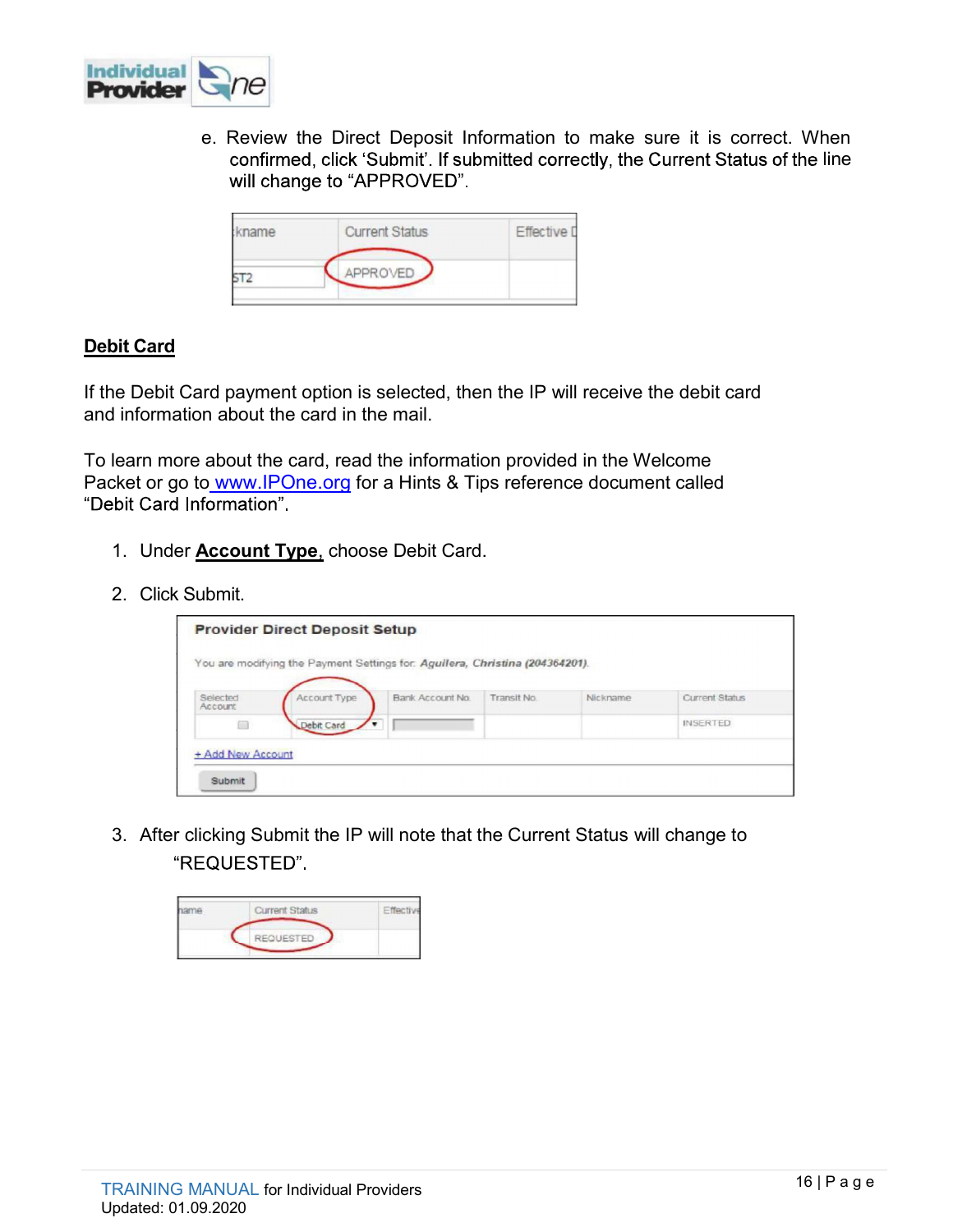e. Review the Direct Deposit Information to make sure it is correct. When confirmed, click 'Submit'. If submitted correctly, the Current Status of the line will change to "APPROVED".

**Debit Card**

If the Debit Card payment option is selected, then the IP will receive the debit card and information about the card in the mail.

To learn more about the card, read the information provided in the Welcome Packet or go to www.IPOne.org for a Hints & Tips reference document called "Debit Card Information".

1. Under **Account Type**, choose Debit Card.
2. Click Submit.
3. After clicking Submit the IP will note that the Current Status will change to "REQUESTED".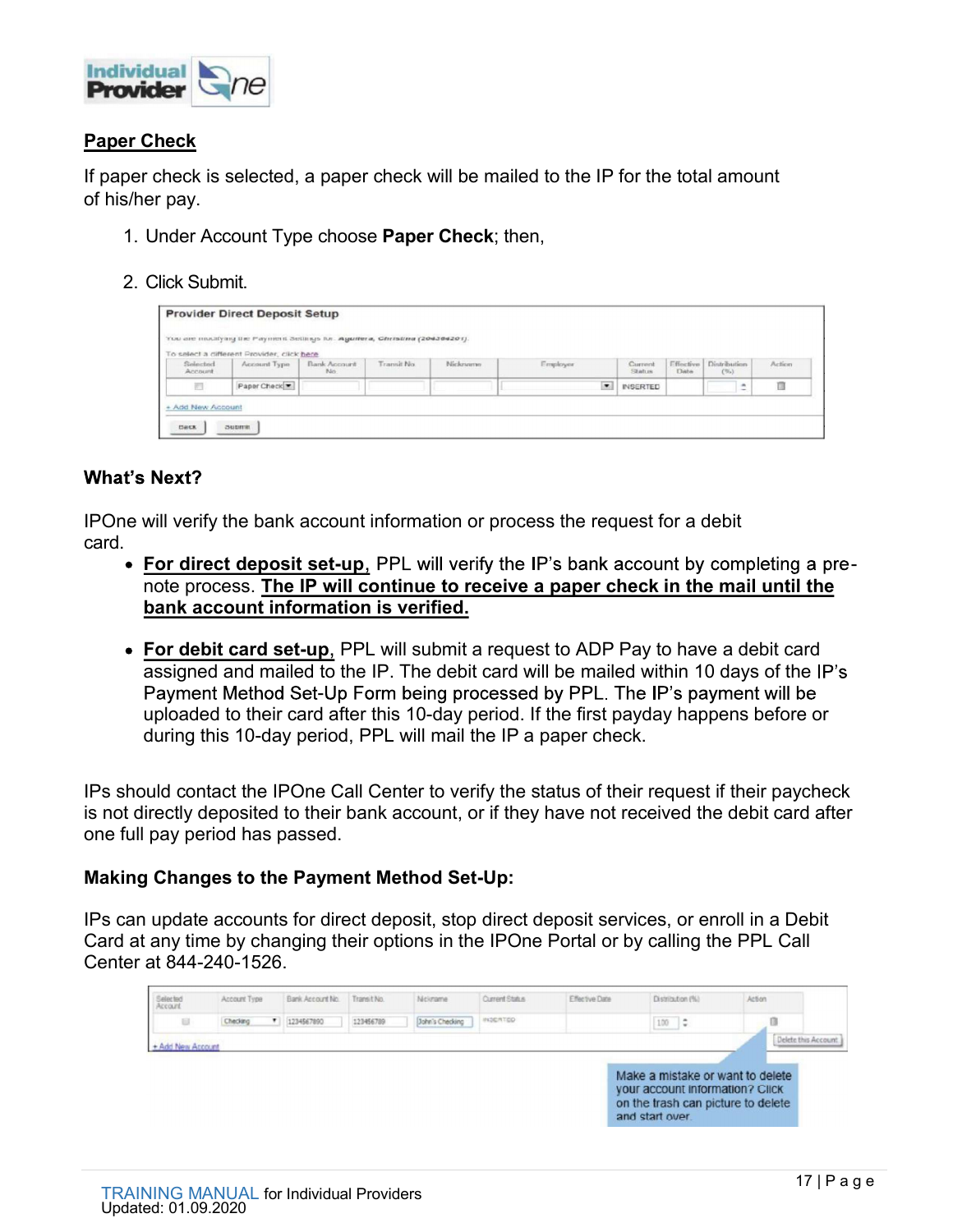## Paper Check

If paper check is selected, a paper check will be mailed to the IP for the total amount of his/her pay.

1. Under Account Type choose **Paper Check**; then,
2. Click Submit.

### What's Next?

IPOne will verify the bank account information or process the request for a debit card.

- **For direct deposit set-up,** PPL will verify the IP's bank account by completing a pre-note process. **The IP will continue to receive a paper check in the mail until the bank account information is verified.**
- **For debit card set-up**, PPL will submit a request to ADP Pay to have a debit card assigned and mailed to the IP. The debit card will be mailed within 10 days of the IP's Payment Method Set-Up Form being processed by PPL. The IP's payment will be uploaded to their card after this 10-day period. If the first payday happens before or during this 10-day period, PPL will mail the IP a paper check.

IPs should contact the IPOne Call Center to verify the status of their request if their paycheck is not directly deposited to their bank account, or if they have not received the debit card after one full pay period has passed.

### Making Changes to the Payment Method Set-Up:

IPs can update accounts for direct deposit, stop direct deposit services, or enroll in a Debit Card at any time by changing their options in the IPOne Portal or by calling the PPL Call Center at 844-240-1526.